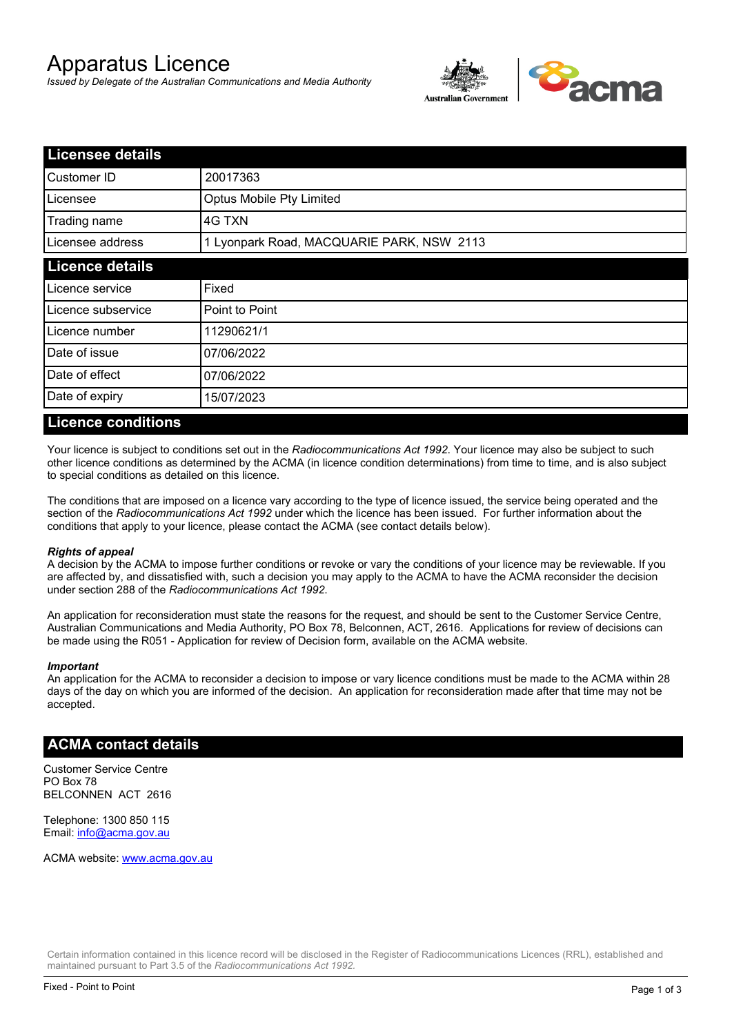# Apparatus Licence

*Issued by Delegate of the Australian Communications and Media Authority*

Australian Government | acma

## Licensee details

| | |
|---|---|
| Customer ID | 20017363 |
| Licensee | Optus Mobile Pty Limited |
| Trading name | 4G TXN |
| Licensee address | 1 Lyonpark Road, MACQUARIE PARK, NSW 2113 |

## Licence details

| | |
|---|---|
| Licence service | Fixed |
| Licence subservice | Point to Point |
| Licence number | 11290621/1 |
| Date of issue | 07/06/2022 |
| Date of effect | 07/06/2022 |
| Date of expiry | 15/07/2023 |

## Licence conditions

Your licence is subject to conditions set out in the *Radiocommunications Act 1992*. Your licence may also be subject to such other licence conditions as determined by the ACMA (in licence condition determinations) from time to time, and is also subject to special conditions as detailed on this licence.

The conditions that are imposed on a licence vary according to the type of licence issued, the service being operated and the section of the *Radiocommunications Act 1992* under which the licence has been issued. For further information about the conditions that apply to your licence, please contact the ACMA (see contact details below).

***Rights of appeal***

A decision by the ACMA to impose further conditions or revoke or vary the conditions of your licence may be reviewable. If you are affected by, and dissatisfied with, such a decision you may apply to the ACMA to have the ACMA reconsider the decision under section 288 of the *Radiocommunications Act 1992*.

An application for reconsideration must state the reasons for the request, and should be sent to the Customer Service Centre, Australian Communications and Media Authority, PO Box 78, Belconnen, ACT, 2616. Applications for review of decisions can be made using the R051 - Application for review of Decision form, available on the ACMA website.

***Important***

An application for the ACMA to reconsider a decision to impose or vary licence conditions must be made to the ACMA within 28 days of the day on which you are informed of the decision. An application for reconsideration made after that time may not be accepted.

## ACMA contact details

Customer Service Centre
PO Box 78
BELCONNEN ACT 2616

Telephone: 1300 850 115
Email: info@acma.gov.au

ACMA website: www.acma.gov.au

Certain information contained in this licence record will be disclosed in the Register of Radiocommunications Licences (RRL), established and maintained pursuant to Part 3.5 of the *Radiocommunications Act 1992*.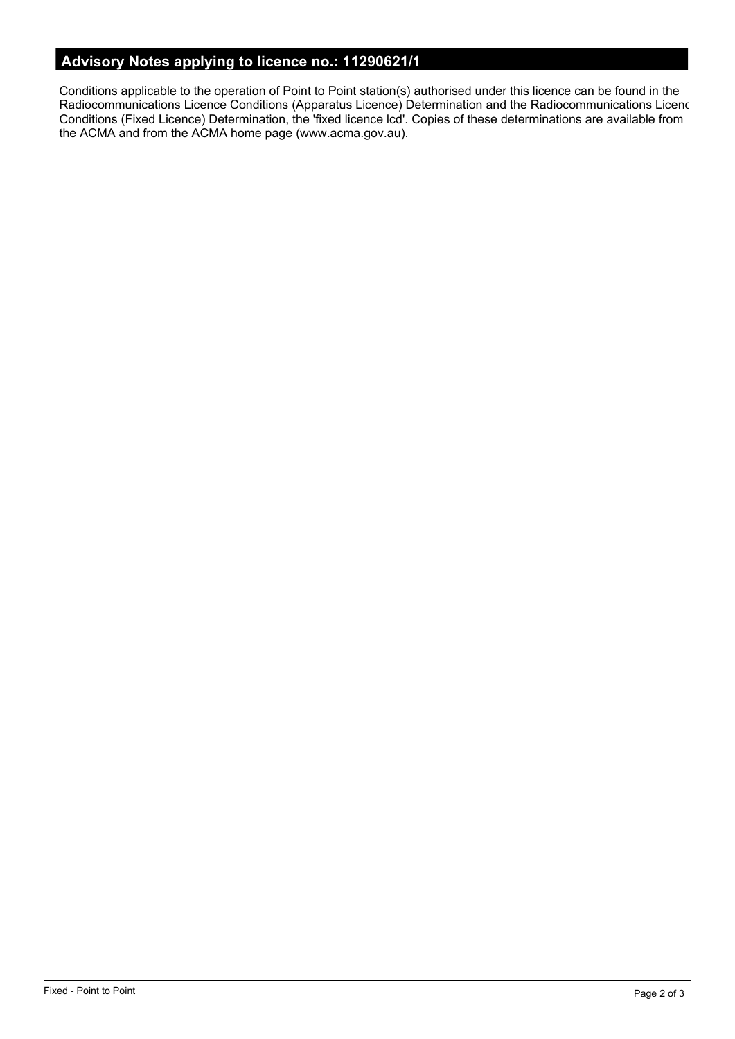## Advisory Notes applying to licence no.: 11290621/1

Conditions applicable to the operation of Point to Point station(s) authorised under this licence can be found in the Radiocommunications Licence Conditions (Apparatus Licence) Determination and the Radiocommunications Licenc Conditions (Fixed Licence) Determination, the 'fixed licence lcd'. Copies of these determinations are available from the ACMA and from the ACMA home page (www.acma.gov.au).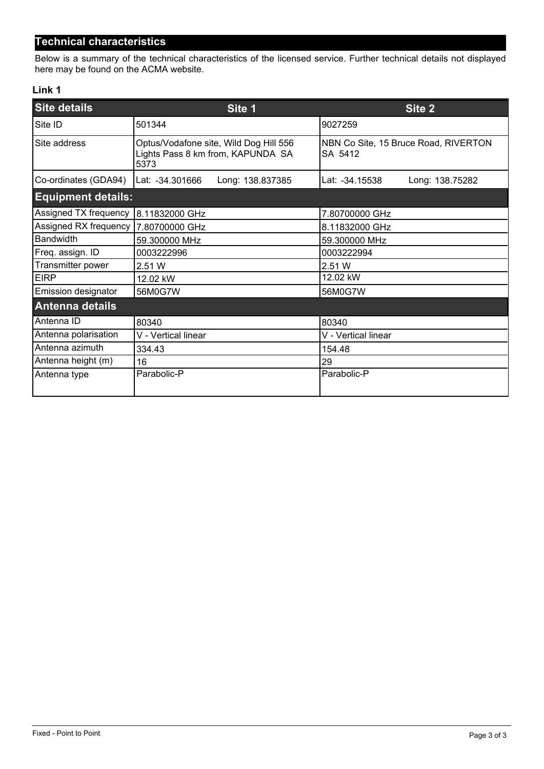## Technical characteristics

Below is a summary of the technical characteristics of the licensed service. Further technical details not displayed here may be found on the ACMA website.

**Link 1**

| Site details | Site 1 | Site 2 |
|---|---|---|
| Site ID | 501344 | 9027259 |
| Site address | Optus/Vodafone site, Wild Dog Hill 556 Lights Pass 8 km from, KAPUNDA SA 5373 | NBN Co Site, 15 Bruce Road, RIVERTON SA 5412 |
| Co-ordinates (GDA94) | Lat: -34.301666 Long: 138.837385 | Lat: -34.15538 Long: 138.75282 |
| **Equipment details:** | | |
| Assigned TX frequency | 8.11832000 GHz | 7.80700000 GHz |
| Assigned RX frequency | 7.80700000 GHz | 8.11832000 GHz |
| Bandwidth | 59.300000 MHz | 59.300000 MHz |
| Freq. assign. ID | 0003222996 | 0003222994 |
| Transmitter power | 2.51 W | 2.51 W |
| EIRP | 12.02 kW | 12.02 kW |
| Emission designator | 56M0G7W | 56M0G7W |
| **Antenna details** | | |
| Antenna ID | 80340 | 80340 |
| Antenna polarisation | V - Vertical linear | V - Vertical linear |
| Antenna azimuth | 334.43 | 154.48 |
| Antenna height (m) | 16 | 29 |
| Antenna type | Parabolic-P | Parabolic-P |

Fixed - Point to Point